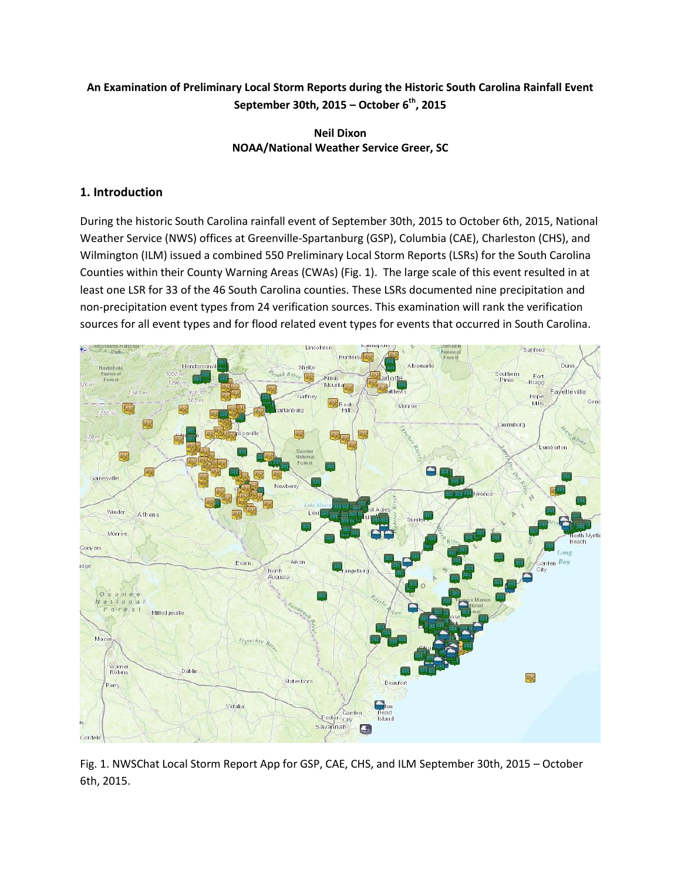**An Examination of Preliminary Local Storm Reports during the Historic South Carolina Rainfall Event September 30th, 2015 – October 6th, 2015**

**Neil Dixon**
**NOAA/National Weather Service Greer, SC**

## 1. Introduction

During the historic South Carolina rainfall event of September 30th, 2015 to October 6th, 2015, National Weather Service (NWS) offices at Greenville-Spartanburg (GSP), Columbia (CAE), Charleston (CHS), and Wilmington (ILM) issued a combined 550 Preliminary Local Storm Reports (LSRs) for the South Carolina Counties within their County Warning Areas (CWAs) (Fig. 1). The large scale of this event resulted in at least one LSR for 33 of the 46 South Carolina counties. These LSRs documented nine precipitation and non-precipitation event types from 24 verification sources. This examination will rank the verification sources for all event types and for flood related event types for events that occurred in South Carolina.

Fig. 1. NWSChat Local Storm Report App for GSP, CAE, CHS, and ILM September 30th, 2015 – October 6th, 2015.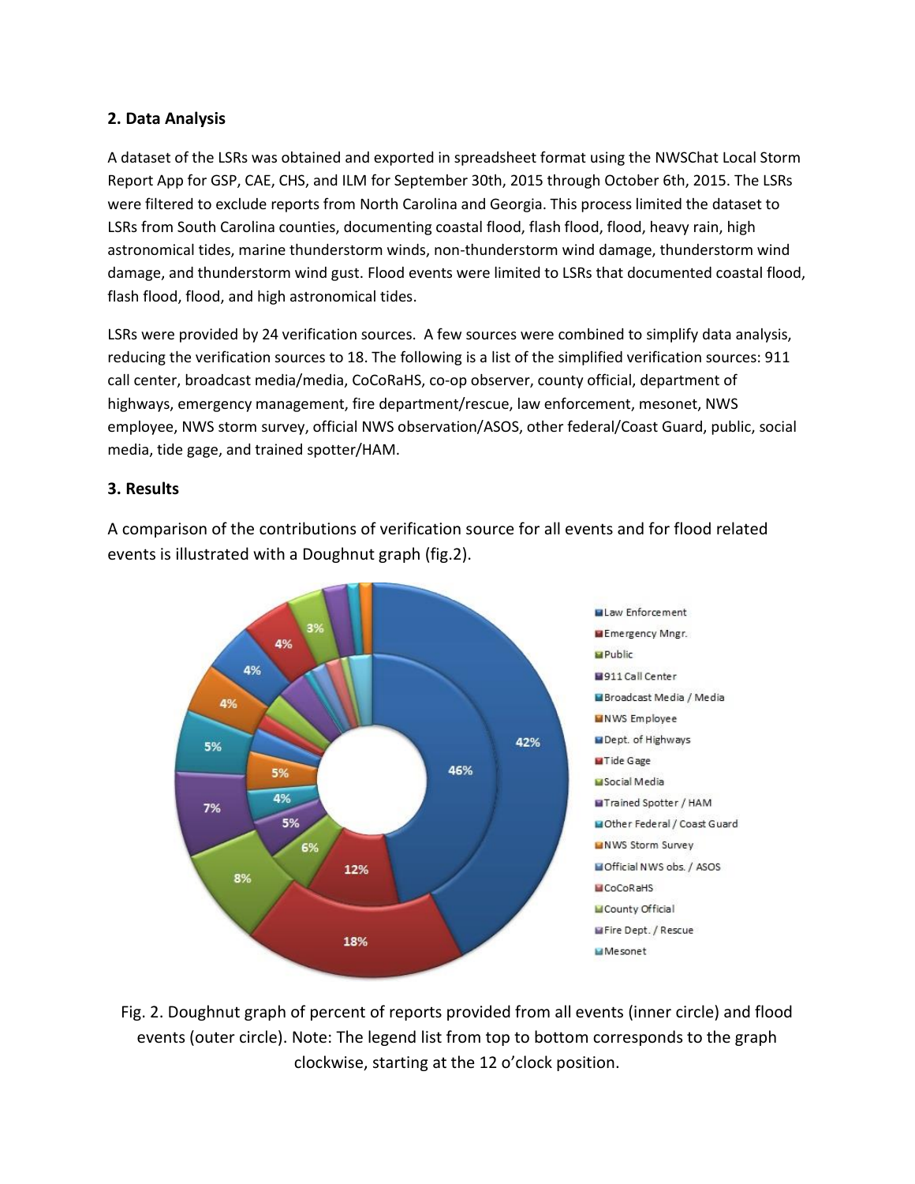## 2. Data Analysis

A dataset of the LSRs was obtained and exported in spreadsheet format using the NWSChat Local Storm Report App for GSP, CAE, CHS, and ILM for September 30th, 2015 through October 6th, 2015. The LSRs were filtered to exclude reports from North Carolina and Georgia. This process limited the dataset to LSRs from South Carolina counties, documenting coastal flood, flash flood, flood, heavy rain, high astronomical tides, marine thunderstorm winds, non-thunderstorm wind damage, thunderstorm wind damage, and thunderstorm wind gust. Flood events were limited to LSRs that documented coastal flood, flash flood, flood, and high astronomical tides.

LSRs were provided by 24 verification sources. A few sources were combined to simplify data analysis, reducing the verification sources to 18. The following is a list of the simplified verification sources: 911 call center, broadcast media/media, CoCoRaHS, co-op observer, county official, department of highways, emergency management, fire department/rescue, law enforcement, mesonet, NWS employee, NWS storm survey, official NWS observation/ASOS, other federal/Coast Guard, public, social media, tide gage, and trained spotter/HAM.

## 3. Results

A comparison of the contributions of verification source for all events and for flood related events is illustrated with a Doughnut graph (fig.2).

42%
18%
8%
7%
5%
4%
4%
4%
3%
46%
12%
6%
5%
4%
5%

Law Enforcement
Emergency Mngr.
Public
911 Call Center
Broadcast Media / Media
NWS Employee
Dept. of Highways
Tide Gage
Social Media
Trained Spotter / HAM
Other Federal / Coast Guard
NWS Storm Survey
Official NWS obs. / ASOS
CoCoRaHS
County Official
Fire Dept. / Rescue
Mesonet

Fig. 2. Doughnut graph of percent of reports provided from all events (inner circle) and flood events (outer circle). Note: The legend list from top to bottom corresponds to the graph clockwise, starting at the 12 o'clock position.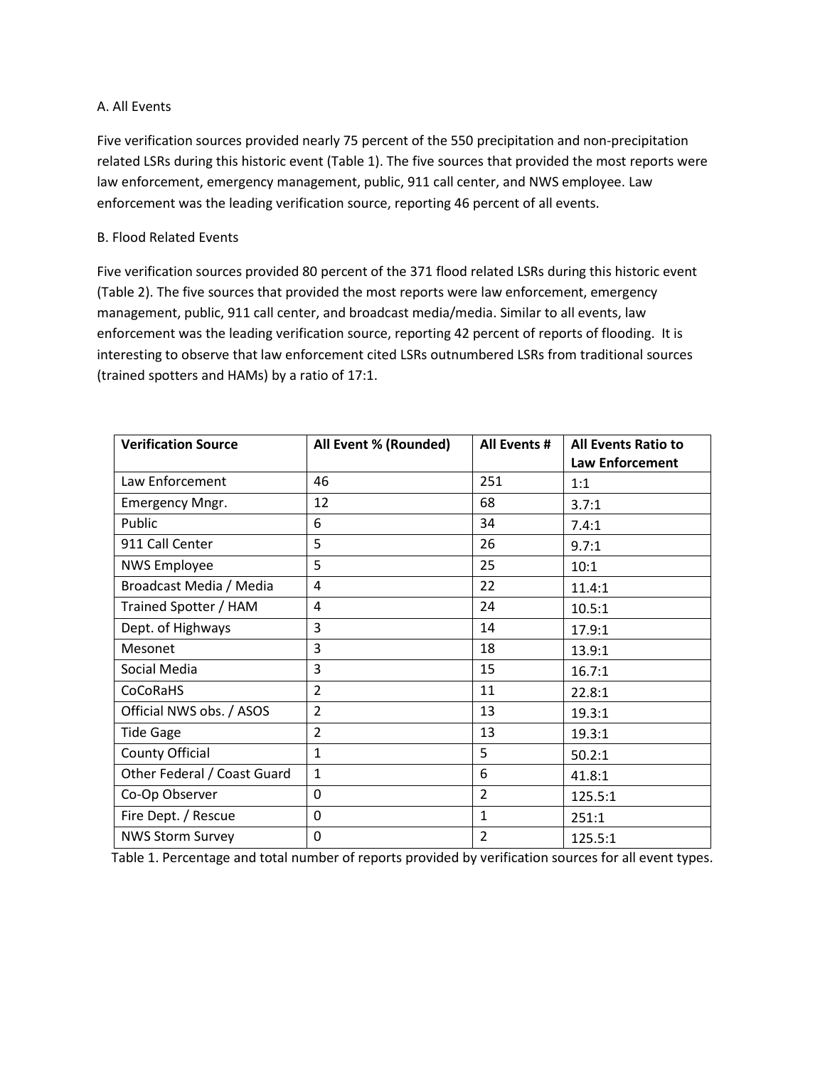A. All Events

Five verification sources provided nearly 75 percent of the 550 precipitation and non-precipitation related LSRs during this historic event (Table 1). The five sources that provided the most reports were law enforcement, emergency management, public, 911 call center, and NWS employee. Law enforcement was the leading verification source, reporting 46 percent of all events.

B. Flood Related Events

Five verification sources provided 80 percent of the 371 flood related LSRs during this historic event (Table 2). The five sources that provided the most reports were law enforcement, emergency management, public, 911 call center, and broadcast media/media. Similar to all events, law enforcement was the leading verification source, reporting 42 percent of reports of flooding. It is interesting to observe that law enforcement cited LSRs outnumbered LSRs from traditional sources (trained spotters and HAMs) by a ratio of 17:1.

| **Verification Source** | **All Event % (Rounded)** | **All Events #** | **All Events Ratio to Law Enforcement** |
|---|---|---|---|
| Law Enforcement | 46 | 251 | 1:1 |
| Emergency Mngr. | 12 | 68 | 3.7:1 |
| Public | 6 | 34 | 7.4:1 |
| 911 Call Center | 5 | 26 | 9.7:1 |
| NWS Employee | 5 | 25 | 10:1 |
| Broadcast Media / Media | 4 | 22 | 11.4:1 |
| Trained Spotter / HAM | 4 | 24 | 10.5:1 |
| Dept. of Highways | 3 | 14 | 17.9:1 |
| Mesonet | 3 | 18 | 13.9:1 |
| Social Media | 3 | 15 | 16.7:1 |
| CoCoRaHS | 2 | 11 | 22.8:1 |
| Official NWS obs. / ASOS | 2 | 13 | 19.3:1 |
| Tide Gage | 2 | 13 | 19.3:1 |
| County Official | 1 | 5 | 50.2:1 |
| Other Federal / Coast Guard | 1 | 6 | 41.8:1 |
| Co-Op Observer | 0 | 2 | 125.5:1 |
| Fire Dept. / Rescue | 0 | 1 | 251:1 |
| NWS Storm Survey | 0 | 2 | 125.5:1 |

Table 1. Percentage and total number of reports provided by verification sources for all event types.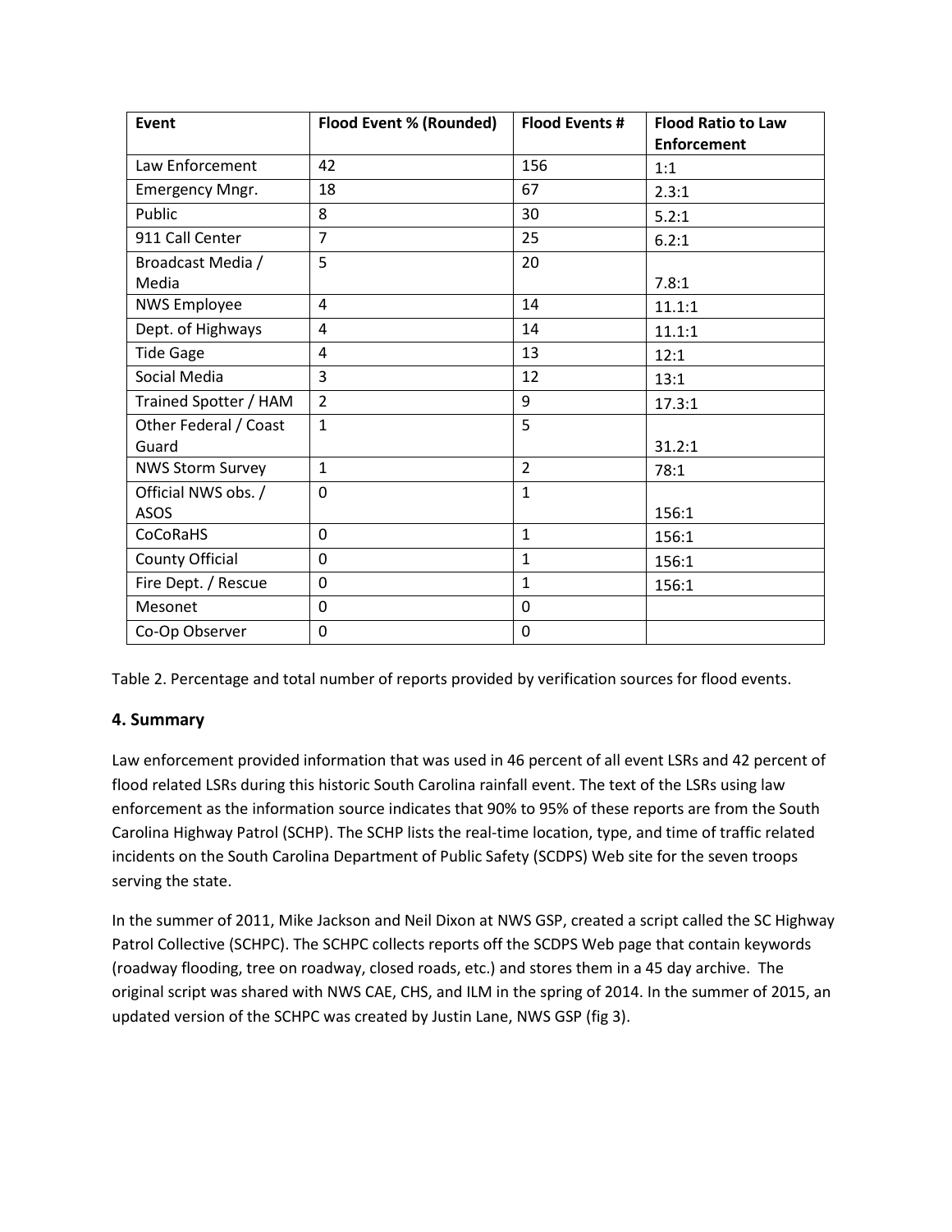| Event | Flood Event % (Rounded) | Flood Events # | Flood Ratio to Law Enforcement |
|---|---|---|---|
| Law Enforcement | 42 | 156 | 1:1 |
| Emergency Mngr. | 18 | 67 | 2.3:1 |
| Public | 8 | 30 | 5.2:1 |
| 911 Call Center | 7 | 25 | 6.2:1 |
| Broadcast Media / Media | 5 | 20 | 7.8:1 |
| NWS Employee | 4 | 14 | 11.1:1 |
| Dept. of Highways | 4 | 14 | 11.1:1 |
| Tide Gage | 4 | 13 | 12:1 |
| Social Media | 3 | 12 | 13:1 |
| Trained Spotter / HAM | 2 | 9 | 17.3:1 |
| Other Federal / Coast Guard | 1 | 5 | 31.2:1 |
| NWS Storm Survey | 1 | 2 | 78:1 |
| Official NWS obs. / ASOS | 0 | 1 | 156:1 |
| CoCoRaHS | 0 | 1 | 156:1 |
| County Official | 0 | 1 | 156:1 |
| Fire Dept. / Rescue | 0 | 1 | 156:1 |
| Mesonet | 0 | 0 | |
| Co-Op Observer | 0 | 0 | |

Table 2. Percentage and total number of reports provided by verification sources for flood events.

## 4. Summary

Law enforcement provided information that was used in 46 percent of all event LSRs and 42 percent of flood related LSRs during this historic South Carolina rainfall event. The text of the LSRs using law enforcement as the information source indicates that 90% to 95% of these reports are from the South Carolina Highway Patrol (SCHP). The SCHP lists the real-time location, type, and time of traffic related incidents on the South Carolina Department of Public Safety (SCDPS) Web site for the seven troops serving the state.

In the summer of 2011, Mike Jackson and Neil Dixon at NWS GSP, created a script called the SC Highway Patrol Collective (SCHPC). The SCHPC collects reports off the SCDPS Web page that contain keywords (roadway flooding, tree on roadway, closed roads, etc.) and stores them in a 45 day archive. The original script was shared with NWS CAE, CHS, and ILM in the spring of 2014. In the summer of 2015, an updated version of the SCHPC was created by Justin Lane, NWS GSP (fig 3).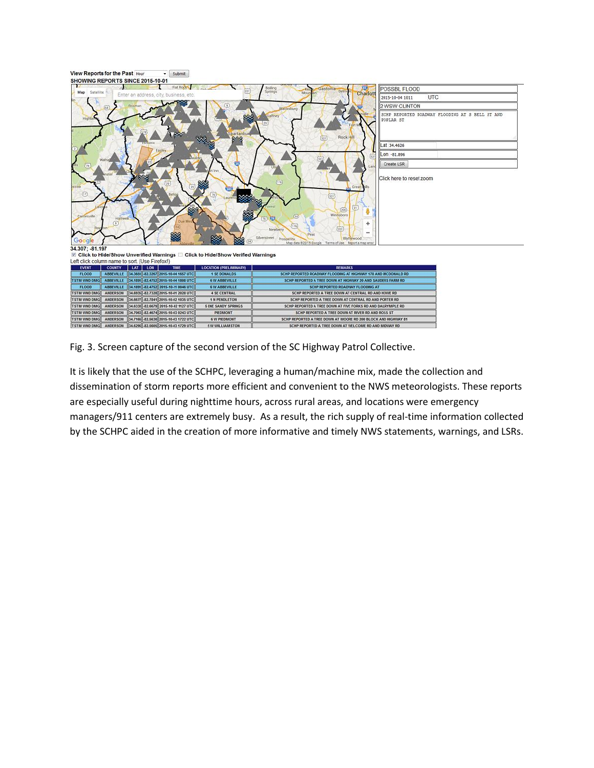View Reports for the Past Hour Submit

SHOWING REPORTS SINCE 2015-10-01

POSSBL FLOOD

2015-10-04 1011 UTC

2 WSW CLINTON

SCHP REPORTED ROADWAY FLOODING AT S BELL ST AND POPLAR ST

Lat 34.4626

Lon -81.896

Create LSR

Click here to reset zoom

34.307; -81.197

Click to Hide/Show Unverified Warnings  Click to Hide/Show Verified Warnings

Left click column name to sort. (Use Firefox!)

| EVENT | COUNTY | LAT | LON | TIME | LOCATION (PRELIMINARY) | REMARKS |
|---|---|---|---|---|---|---|
| FLOOD | ABBEVILLE | 34.3651 | -82.3267 | 2015-10-04 1657 UTC | 1 SE DONALDS | SCHP REPORTED ROADWAY FLOODING AT HIGHWAY 178 AND MCDONALD RD |
| TSTM WND DMG | ABBEVILLE | 34.1891 | -82.4752 | 2015-10-04 1808 UTC | 6 W ABBEVILLE | SCHP REPORTED A TREE DOWN AT HIGHWAY 20 AND SAUDERS FARM RD |
| FLOOD | ABBEVILLE | 34.1891 | -82.4752 | 2015-10-11 0046 UTC | 6 W ABBEVILLE | SCHP REPORTED ROADWAY FLOODING AT |
| TSTM WND DMG | ANDERSON | 34.6935 | -82.7328 | 2015-10-01 2028 UTC | 4 SE CENTRAL | SCHP REPORTED A TREE DOWN AT CENTRAL RD AND HOWE RD |
| TSTM WND DMG | ANDERSON | 34.6677 | -82.7841 | 2015-10-02 1035 UTC | 1 N PENDLETON | SCHP REPORTED A TREE DOWN AT CENTRAL RD AND PORTER RD |
| TSTM WND DMG | ANDERSON | 34.6333 | -82.6679 | 2015-10-02 1127 UTC | 5 ENE SANDY SPRINGS | SCHP REPORTED A TREE DOWN AT FIVE FORKS RD AND DALRYMPLE RD |
| TSTM WND DMG | ANDERSON | 34.7063 | -82.4674 | 2015-10-03 0243 UTC | PIEDMONT | SCHP REPORTED A TREE DOWN AT RIVER RD AND ROSS ST |
| TSTM WND DMG | ANDERSON | 34.7169 | -82.5630 | 2015-10-03 1722 UTC | 6 W PIEDMONT | SCHP REPORTED A TREE DOWN AT MOORE RD 200 BLOCK AND HIGHWAY 81 |
| TSTM WND DMG | ANDERSON | 34.6299 | -82.5605 | 2015-10-03 1729 UTC | 5 W WILLIAMSTON | SCHP REPORTED A TREE DOWN AT WELCOME RD AND MIDWAY RD |

Fig. 3. Screen capture of the second version of the SC Highway Patrol Collective.

It is likely that the use of the SCHPC, leveraging a human/machine mix, made the collection and dissemination of storm reports more efficient and convenient to the NWS meteorologists. These reports are especially useful during nighttime hours, across rural areas, and locations were emergency managers/911 centers are extremely busy. As a result, the rich supply of real-time information collected by the SCHPC aided in the creation of more informative and timely NWS statements, warnings, and LSRs.